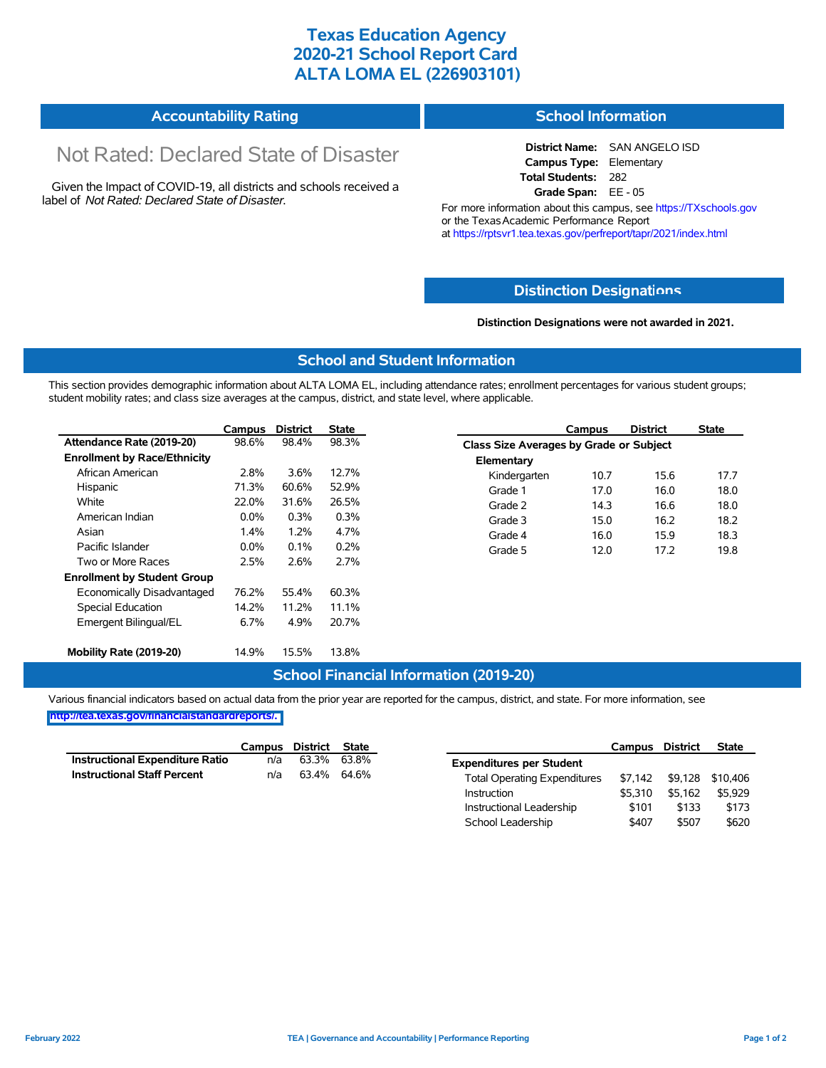# Texas Education Agency
# 2020-21 School Report Card
# ALTA LOMA EL (226903101)

## Accountability Rating

Not Rated: Declared State of Disaster

Given the Impact of COVID-19, all districts and schools received a label of *Not Rated: Declared State of Disaster*.

## School Information

**District Name:** SAN ANGELO ISD
**Campus Type:** Elementary
**Total Students:** 282
**Grade Span:** EE - 05

For more information about this campus, see https://TXschools.gov or the Texas Academic Performance Report at https://rptsvr1.tea.texas.gov/perfreport/tapr/2021/index.html

## Distinction Designations

**Distinction Designations were not awarded in 2021.**

## School and Student Information

This section provides demographic information about ALTA LOMA EL, including attendance rates; enrollment percentages for various student groups; student mobility rates; and class size averages at the campus, district, and state level, where applicable.

| | Campus | District | State |
|---|---|---|---|
| **Attendance Rate (2019-20)** | 98.6% | 98.4% | 98.3% |
| **Enrollment by Race/Ethnicity** | | | |
| African American | 2.8% | 3.6% | 12.7% |
| Hispanic | 71.3% | 60.6% | 52.9% |
| White | 22.0% | 31.6% | 26.5% |
| American Indian | 0.0% | 0.3% | 0.3% |
| Asian | 1.4% | 1.2% | 4.7% |
| Pacific Islander | 0.0% | 0.1% | 0.2% |
| Two or More Races | 2.5% | 2.6% | 2.7% |
| **Enrollment by Student Group** | | | |
| Economically Disadvantaged | 76.2% | 55.4% | 60.3% |
| Special Education | 14.2% | 11.2% | 11.1% |
| Emergent Bilingual/EL | 6.7% | 4.9% | 20.7% |
| **Mobility Rate (2019-20)** | 14.9% | 15.5% | 13.8% |

| | Campus | District | State |
|---|---|---|---|
| **Class Size Averages by Grade or Subject** | | | |
| **Elementary** | | | |
| Kindergarten | 10.7 | 15.6 | 17.7 |
| Grade 1 | 17.0 | 16.0 | 18.0 |
| Grade 2 | 14.3 | 16.6 | 18.0 |
| Grade 3 | 15.0 | 16.2 | 18.2 |
| Grade 4 | 16.0 | 15.9 | 18.3 |
| Grade 5 | 12.0 | 17.2 | 19.8 |

## School Financial Information (2019-20)

Various financial indicators based on actual data from the prior year are reported for the campus, district, and state. For more information, see http://tea.texas.gov/financialstandardreports/.

| | Campus | District | State |
|---|---|---|---|
| **Instructional Expenditure Ratio** | n/a | 63.3% | 63.8% |
| **Instructional Staff Percent** | n/a | 63.4% | 64.6% |

| | Campus | District | State |
|---|---|---|---|
| **Expenditures per Student** | | | |
| Total Operating Expenditures | $7,142 | $9,128 | $10,406 |
| Instruction | $5,310 | $5,162 | $5,929 |
| Instructional Leadership | $101 | $133 | $173 |
| School Leadership | $407 | $507 | $620 |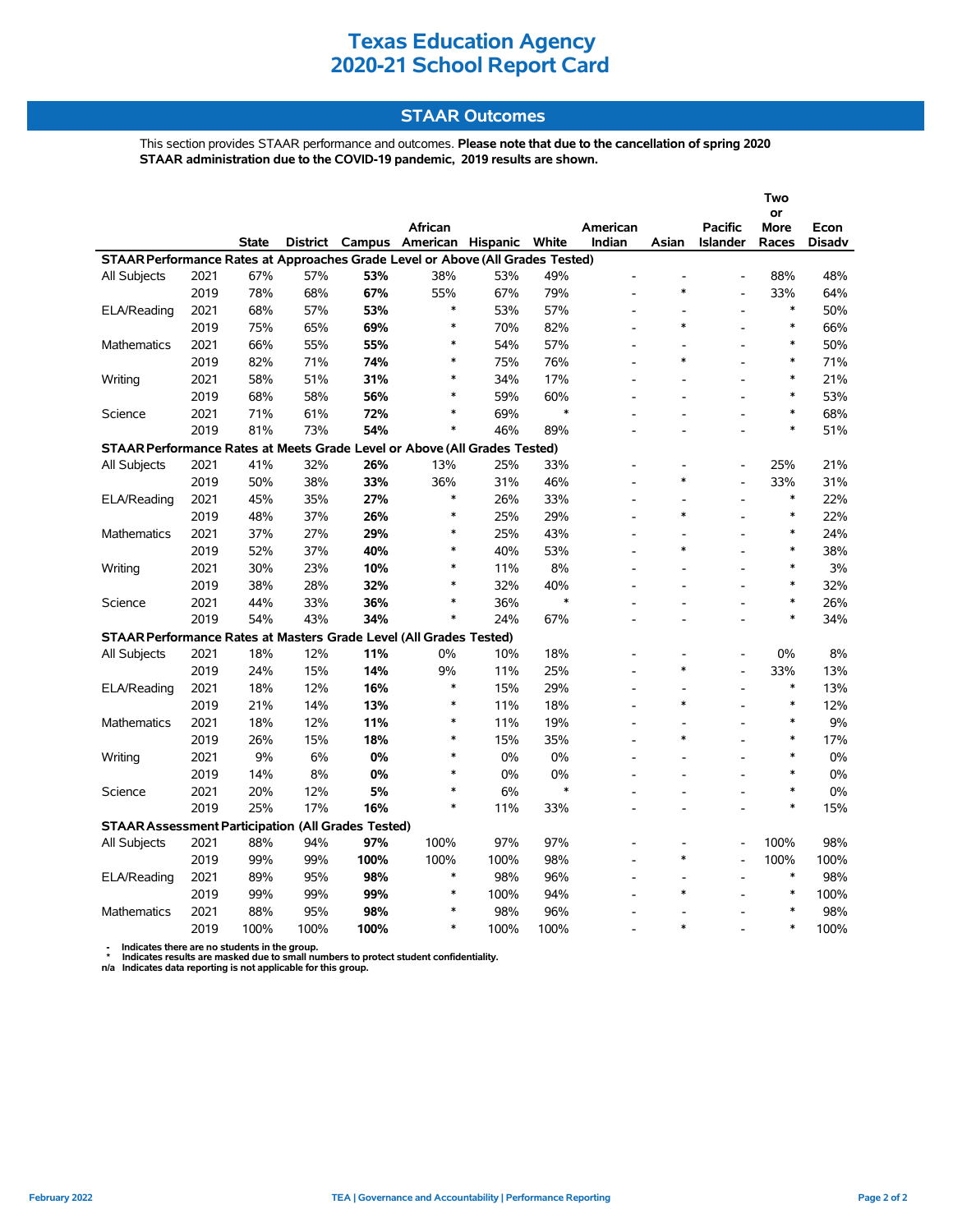# Texas Education Agency
# 2020-21 School Report Card

## STAAR Outcomes

This section provides STAAR performance and outcomes. **Please note that due to the cancellation of spring 2020 STAAR administration due to the COVID-19 pandemic, 2019 results are shown.**

| | | State | District | Campus | African American | Hispanic | White | American Indian | Asian | Pacific Islander | Two or More Races | Econ Disadv |
|---|---|---|---|---|---|---|---|---|---|---|---|---|
| **STAAR Performance Rates at Approaches Grade Level or Above (All Grades Tested)** | | | | | | | | | | | | |
| All Subjects | 2021 | 67% | 57% | **53%** | 38% | 53% | 49% | - | - | - | 88% | 48% |
| | 2019 | 78% | 68% | **67%** | 55% | 67% | 79% | - | * | - | 33% | 64% |
| ELA/Reading | 2021 | 68% | 57% | **53%** | * | 53% | 57% | - | - | - | * | 50% |
| | 2019 | 75% | 65% | **69%** | * | 70% | 82% | - | * | - | * | 66% |
| Mathematics | 2021 | 66% | 55% | **55%** | * | 54% | 57% | - | - | - | * | 50% |
| | 2019 | 82% | 71% | **74%** | * | 75% | 76% | - | * | - | * | 71% |
| Writing | 2021 | 58% | 51% | **31%** | * | 34% | 17% | - | - | - | * | 21% |
| | 2019 | 68% | 58% | **56%** | * | 59% | 60% | - | - | - | * | 53% |
| Science | 2021 | 71% | 61% | **72%** | * | 69% | * | - | - | - | * | 68% |
| | 2019 | 81% | 73% | **54%** | * | 46% | 89% | - | - | - | * | 51% |
| **STAAR Performance Rates at Meets Grade Level or Above (All Grades Tested)** | | | | | | | | | | | | |
| All Subjects | 2021 | 41% | 32% | **26%** | 13% | 25% | 33% | - | - | - | 25% | 21% |
| | 2019 | 50% | 38% | **33%** | 36% | 31% | 46% | - | * | - | 33% | 31% |
| ELA/Reading | 2021 | 45% | 35% | **27%** | * | 26% | 33% | - | - | - | * | 22% |
| | 2019 | 48% | 37% | **26%** | * | 25% | 29% | - | * | - | * | 22% |
| Mathematics | 2021 | 37% | 27% | **29%** | * | 25% | 43% | - | - | - | * | 24% |
| | 2019 | 52% | 37% | **40%** | * | 40% | 53% | - | * | - | * | 38% |
| Writing | 2021 | 30% | 23% | **10%** | * | 11% | 8% | - | - | - | * | 3% |
| | 2019 | 38% | 28% | **32%** | * | 32% | 40% | - | - | - | * | 32% |
| Science | 2021 | 44% | 33% | **36%** | * | 36% | * | - | - | - | * | 26% |
| | 2019 | 54% | 43% | **34%** | * | 24% | 67% | - | - | - | * | 34% |
| **STAAR Performance Rates at Masters Grade Level (All Grades Tested)** | | | | | | | | | | | | |
| All Subjects | 2021 | 18% | 12% | **11%** | 0% | 10% | 18% | - | - | - | 0% | 8% |
| | 2019 | 24% | 15% | **14%** | 9% | 11% | 25% | - | * | - | 33% | 13% |
| ELA/Reading | 2021 | 18% | 12% | **16%** | * | 15% | 29% | - | - | - | * | 13% |
| | 2019 | 21% | 14% | **13%** | * | 11% | 18% | - | * | - | * | 12% |
| Mathematics | 2021 | 18% | 12% | **11%** | * | 11% | 19% | - | - | - | * | 9% |
| | 2019 | 26% | 15% | **18%** | * | 15% | 35% | - | * | - | * | 17% |
| Writing | 2021 | 9% | 6% | **0%** | * | 0% | 0% | - | - | - | * | 0% |
| | 2019 | 14% | 8% | **0%** | * | 0% | 0% | - | - | - | * | 0% |
| Science | 2021 | 20% | 12% | **5%** | * | 6% | * | - | - | - | * | 0% |
| | 2019 | 25% | 17% | **16%** | * | 11% | 33% | - | - | - | * | 15% |
| **STAAR Assessment Participation (All Grades Tested)** | | | | | | | | | | | | |
| All Subjects | 2021 | 88% | 94% | **97%** | 100% | 97% | 97% | - | - | - | 100% | 98% |
| | 2019 | 99% | 99% | **100%** | 100% | 100% | 98% | - | * | - | 100% | 100% |
| ELA/Reading | 2021 | 89% | 95% | **98%** | * | 98% | 96% | - | - | - | * | 98% |
| | 2019 | 99% | 99% | **99%** | * | 100% | 94% | - | * | - | * | 100% |
| Mathematics | 2021 | 88% | 95% | **98%** | * | 98% | 96% | - | - | - | * | 98% |
| | 2019 | 100% | 100% | **100%** | * | 100% | 100% | - | * | - | * | 100% |

**-** Indicates there are no students in the group.
**\*** Indicates results are masked due to small numbers to protect student confidentiality.
**n/a** Indicates data reporting is not applicable for this group.